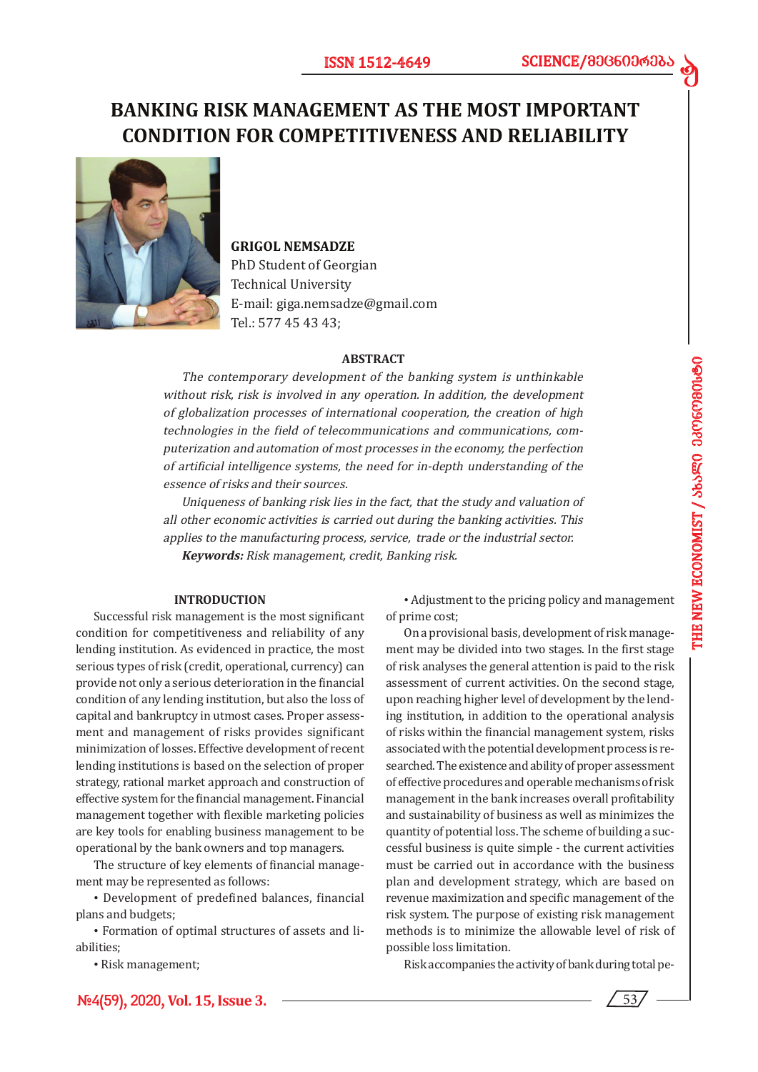# BANKING RISK MANAGEMENT AS THE MOST IMPORTANT CONDITION FOR COMPETITIVENESS AND RELIABILITY

**GRIGOL NEMSADZE**
PhD Student of Georgian Technical University
E-mail: giga.nemsadze@gmail.com
Tel.: 577 45 43 43;

### ABSTRACT

*The contemporary development of the banking system is unthinkable without risk, risk is involved in any operation. In addition, the development of globalization processes of international cooperation, the creation of high technologies in the field of telecommunications and communications, computerization and automation of most processes in the economy, the perfection of artificial intelligence systems, the need for in-depth understanding of the essence of risks and their sources.*

*Uniqueness of banking risk lies in the fact, that the study and valuation of all other economic activities is carried out during the banking activities. This applies to the manufacturing process, service, trade or the industrial sector.*

***Keywords:*** *Risk management, credit, Banking risk.*

### INTRODUCTION

Successful risk management is the most significant condition for competitiveness and reliability of any lending institution. As evidenced in practice, the most serious types of risk (credit, operational, currency) can provide not only a serious deterioration in the financial condition of any lending institution, but also the loss of capital and bankruptcy in utmost cases. Proper assessment and management of risks provides significant minimization of losses. Effective development of recent lending institutions is based on the selection of proper strategy, rational market approach and construction of effective system for the financial management. Financial management together with flexible marketing policies are key tools for enabling business management to be operational by the bank owners and top managers.

The structure of key elements of financial management may be represented as follows:

- Development of predefined balances, financial plans and budgets;
- Formation of optimal structures of assets and liabilities;
- Risk management;
- Adjustment to the pricing policy and management of prime cost;

On a provisional basis, development of risk management may be divided into two stages. In the first stage of risk analyses the general attention is paid to the risk assessment of current activities. On the second stage, upon reaching higher level of development by the lending institution, in addition to the operational analysis of risks within the financial management system, risks associated with the potential development process is researched. The existence and ability of proper assessment of effective procedures and operable mechanisms of risk management in the bank increases overall profitability and sustainability of business as well as minimizes the quantity of potential loss. The scheme of building a successful business is quite simple - the current activities must be carried out in accordance with the business plan and development strategy, which are based on revenue maximization and specific management of the risk system. The purpose of existing risk management methods is to minimize the allowable level of risk of possible loss limitation.

Risk accompanies the activity of bank during total pe-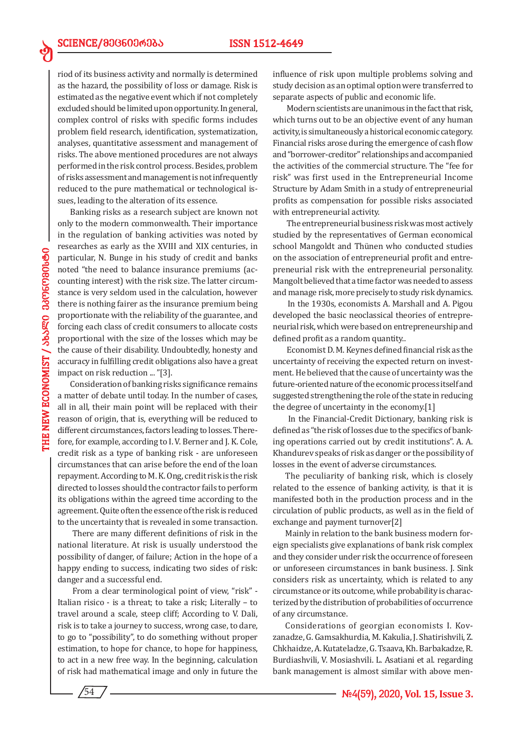riod of its business activity and normally is determined as the hazard, the possibility of loss or damage. Risk is estimated as the negative event which if not completely excluded should be limited upon opportunity. In general, complex control of risks with specific forms includes problem field research, identification, systematization, analyses, quantitative assessment and management of risks. The above mentioned procedures are not always performed in the risk control process. Besides, problem of risks assessment and management is not infrequently reduced to the pure mathematical or technological issues, leading to the alteration of its essence.

Banking risks as a research subject are known not only to the modern commonwealth. Their importance in the regulation of banking activities was noted by researches as early as the XVIII and XIX centuries, in particular, N. Bunge in his study of credit and banks noted "the need to balance insurance premiums (accounting interest) with the risk size. The latter circumstance is very seldom used in the calculation, however there is nothing fairer as the insurance premium being proportionate with the reliability of the guarantee, and forcing each class of credit consumers to allocate costs proportional with the size of the losses which may be the cause of their disability. Undoubtedly, honesty and accuracy in fulfilling credit obligations also have a great impact on risk reduction ... "[3].

Consideration of banking risks significance remains a matter of debate until today. In the number of cases, all in all, their main point will be replaced with their reason of origin, that is, everything will be reduced to different circumstances, factors leading to losses. Therefore, for example, according to I. V. Berner and J. K. Cole, credit risk as a type of banking risk - are unforeseen circumstances that can arise before the end of the loan repayment. According to M. K. Ong, credit risk is the risk directed to losses should the contractor fails to perform its obligations within the agreed time according to the agreement. Quite often the essence of the risk is reduced to the uncertainty that is revealed in some transaction.

There are many different definitions of risk in the national literature. At risk is usually understood the possibility of danger, of failure; Action in the hope of a happy ending to success, indicating two sides of risk: danger and a successful end.

From a clear terminological point of view, "risk" - Italian risico - is a threat; to take a risk; Literally – to travel around a scale, steep cliff; According to V. Dali, risk is to take a journey to success, wrong case, to dare, to go to "possibility", to do something without proper estimation, to hope for chance, to hope for happiness, to act in a new free way. In the beginning, calculation of risk had mathematical image and only in future the influence of risk upon multiple problems solving and study decision as an optimal option were transferred to separate aspects of public and economic life.

Modern scientists are unanimous in the fact that risk, which turns out to be an objective event of any human activity, is simultaneously a historical economic category. Financial risks arose during the emergence of cash flow and "borrower-creditor" relationships and accompanied the activities of the commercial structure. The "fee for risk" was first used in the Entrepreneurial Income Structure by Adam Smith in a study of entrepreneurial profits as compensation for possible risks associated with entrepreneurial activity.

The entrepreneurial business risk was most actively studied by the representatives of German economical school Mangoldt and Thünen who conducted studies on the association of entrepreneurial profit and entrepreneurial risk with the entrepreneurial personality. Mangolt believed that a time factor was needed to assess and manage risk, more precisely to study risk dynamics.

In the 1930s, economists A. Marshall and A. Pigou developed the basic neoclassical theories of entrepreneurial risk, which were based on entrepreneurship and defined profit as a random quantity..

Economist D. M. Keynes defined financial risk as the uncertainty of receiving the expected return on investment. He believed that the cause of uncertainty was the future-oriented nature of the economic process itself and suggested strengthening the role of the state in reducing the degree of uncertainty in the economy.[1]

In the Financial-Credit Dictionary, banking risk is defined as "the risk of losses due to the specifics of banking operations carried out by credit institutions". A. A. Khandurev speaks of risk as danger or the possibility of losses in the event of adverse circumstances.

The peculiarity of banking risk, which is closely related to the essence of banking activity, is that it is manifested both in the production process and in the circulation of public products, as well as in the field of exchange and payment turnover[2]

Mainly in relation to the bank business modern foreign specialists give explanations of bank risk complex and they consider under risk the occurrence of foreseen or unforeseen circumstances in bank business. J. Sink considers risk as uncertainty, which is related to any circumstance or its outcome, while probability is characterized by the distribution of probabilities of occurrence of any circumstance.

Considerations of georgian economists I. Kovzanadze, G. Gamsakhurdia, M. Kakulia, J. Shatirishvili, Z. Chkhaidze, A. Kutateladze, G. Tsaava, Kh. Barbakadze, R. Burdiashvili, V. Mosiashvili. L. Asatiani et al. regarding bank management is almost similar with above men-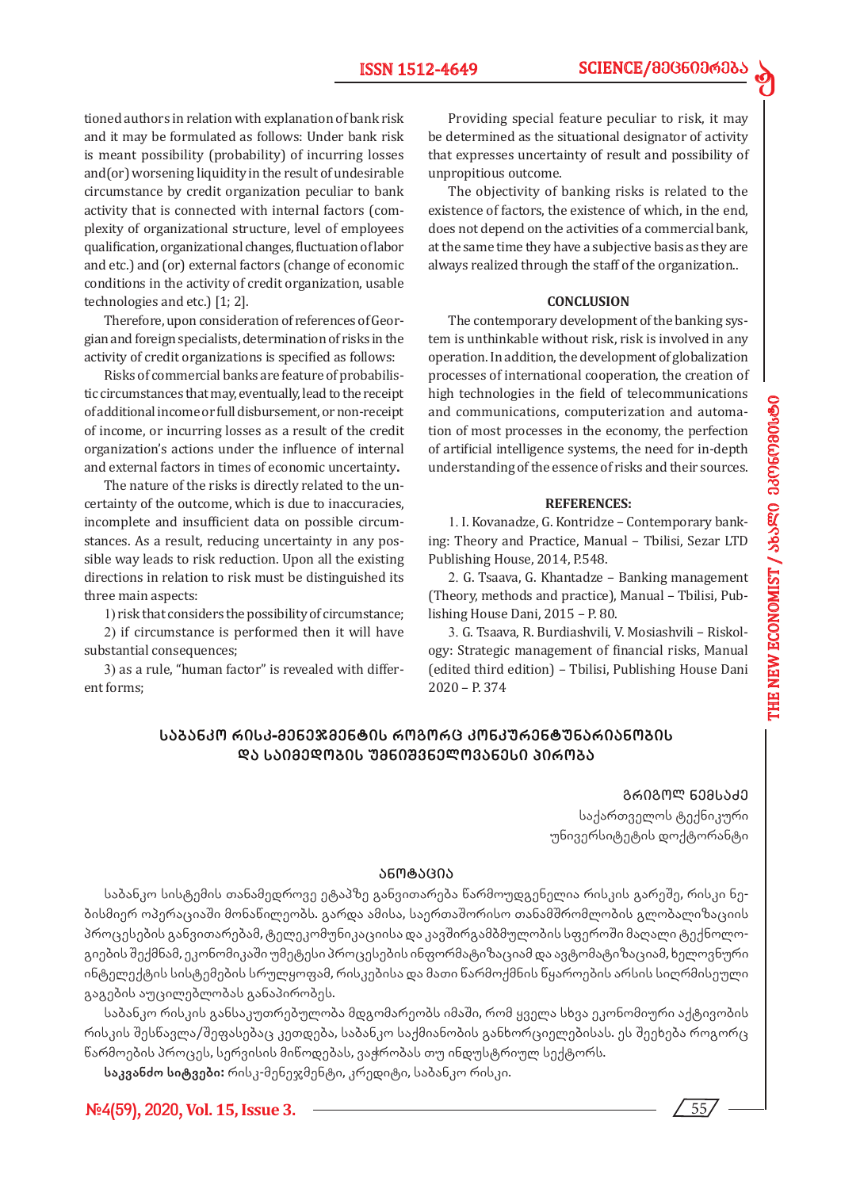tioned authors in relation with explanation of bank risk and it may be formulated as follows: Under bank risk is meant possibility (probability) of incurring losses and(or) worsening liquidity in the result of undesirable circumstance by credit organization peculiar to bank activity that is connected with internal factors (complexity of organizational structure, level of employees qualification, organizational changes, fluctuation of labor and etc.) and (or) external factors (change of economic conditions in the activity of credit organization, usable technologies and etc.) [1; 2].

Therefore, upon consideration of references of Georgian and foreign specialists, determination of risks in the activity of credit organizations is specified as follows:

Risks of commercial banks are feature of probabilistic circumstances that may, eventually, lead to the receipt of additional income or full disbursement, or non-receipt of income, or incurring losses as a result of the credit organization's actions under the influence of internal and external factors in times of economic uncertainty**.**

The nature of the risks is directly related to the uncertainty of the outcome, which is due to inaccuracies, incomplete and insufficient data on possible circumstances. As a result, reducing uncertainty in any possible way leads to risk reduction. Upon all the existing directions in relation to risk must be distinguished its three main aspects:

1) risk that considers the possibility of circumstance;

2) if circumstance is performed then it will have substantial consequences;

3) as a rule, "human factor" is revealed with different forms;

Providing special feature peculiar to risk, it may be determined as the situational designator of activity that expresses uncertainty of result and possibility of unpropitious outcome.

The objectivity of banking risks is related to the existence of factors, the existence of which, in the end, does not depend on the activities of a commercial bank, at the same time they have a subjective basis as they are always realized through the staff of the organization..

## CONCLUSION

The contemporary development of the banking system is unthinkable without risk, risk is involved in any operation. In addition, the development of globalization processes of international cooperation, the creation of high technologies in the field of telecommunications and communications, computerization and automation of most processes in the economy, the perfection of artificial intelligence systems, the need for in-depth understanding of the essence of risks and their sources.

## REFERENCES:

1. I. Kovanadze, G. Kontridze – Contemporary banking: Theory and Practice, Manual – Tbilisi, Sezar LTD Publishing House, 2014, P.548.

2. G. Tsaava, G. Khantadze – Banking management (Theory, methods and practice), Manual – Tbilisi, Publishing House Dani, 2015 – P. 80.

3. G. Tsaava, R. Burdiashvili, V. Mosiashvili – Riskology: Strategic management of financial risks, Manual (edited third edition) – Tbilisi, Publishing House Dani 2020 – P. 374

# საბანკო რისკ-მენეჯმენტის როგორც კონკურენტუნარიანობის და საიმედობის უმნიშვნელოვანესი პირობა

**გრიგოლ ნემსაძე**

საქართველოს ტექნიკური უნივერსიტეტის დოქტორანტი

## ანოტაცია

საბანკო სისტემის თანამედროვე ეტაპზე განვითარება წარმოუდგენელია რისკის გარეშე, რისკი ნებისმიერ ოპერაციაში მონაწილეობს. გარდა ამისა, საერთაშორისო თანამშრომლობის გლობალიზაციის პროცესების განვითარებამ, ტელეკომუნიკაციისა და კავშირგამბმულობის სფეროში მაღალი ტექნოლოგიების შექმნამ, ეკონომიკაში უმეტესი პროცესების ინფორმატიზაციამ და ავტომატიზაციამ, ხელოვნური ინტელექტის სისტემების სრულყოფამ, რისკებისა და მათი წარმოქმნის წყაროების არსის სიღრმისეული გაგების აუცილებლობას განაპირობებს.

საბანკო რისკის განსაკუთრებულობა მდგომარეობს იმაში, რომ ყველა სხვა ეკონომიური აქტივობის რისკის შესწავლა/შეფასებაც კეთდება, საბანკო საქმიანობის განხორციელებისას. ეს შეეხება როგორც წარმოების პროცესს, სერვისის მიწოდებას, ვაჭრობას თუ ინდუსტრიულ სექტორს.

**საკვანძო სიტყვები:** რისკ-მენეჯმენტი, კრედიტი, საბანკო რისკი.